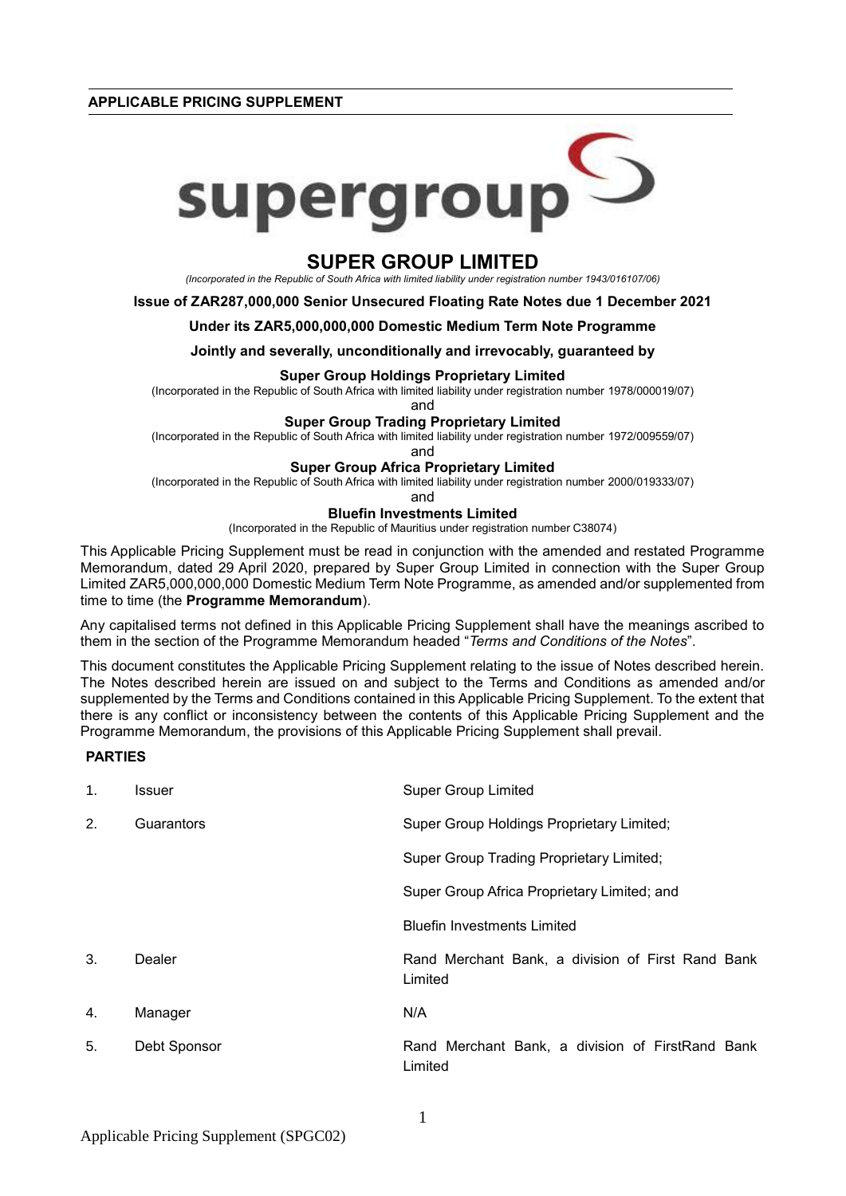**APPLICABLE PRICING SUPPLEMENT**

supergroup

# SUPER GROUP LIMITED

*(Incorporated in the Republic of South Africa with limited liability under registration number 1943/016107/06)*

**Issue of ZAR287,000,000 Senior Unsecured Floating Rate Notes due 1 December 2021**

**Under its ZAR5,000,000,000 Domestic Medium Term Note Programme**

**Jointly and severally, unconditionally and irrevocably, guaranteed by**

**Super Group Holdings Proprietary Limited**

(Incorporated in the Republic of South Africa with limited liability under registration number 1978/000019/07)

and

**Super Group Trading Proprietary Limited**

(Incorporated in the Republic of South Africa with limited liability under registration number 1972/009559/07)

and

**Super Group Africa Proprietary Limited**

(Incorporated in the Republic of South Africa with limited liability under registration number 2000/019333/07)

and

**Bluefin Investments Limited**

(Incorporated in the Republic of Mauritius under registration number C38074)

This Applicable Pricing Supplement must be read in conjunction with the amended and restated Programme Memorandum, dated 29 April 2020, prepared by Super Group Limited in connection with the Super Group Limited ZAR5,000,000,000 Domestic Medium Term Note Programme, as amended and/or supplemented from time to time (the **Programme Memorandum**).

Any capitalised terms not defined in this Applicable Pricing Supplement shall have the meanings ascribed to them in the section of the Programme Memorandum headed "*Terms and Conditions of the Notes*".

This document constitutes the Applicable Pricing Supplement relating to the issue of Notes described herein. The Notes described herein are issued on and subject to the Terms and Conditions as amended and/or supplemented by the Terms and Conditions contained in this Applicable Pricing Supplement. To the extent that there is any conflict or inconsistency between the contents of this Applicable Pricing Supplement and the Programme Memorandum, the provisions of this Applicable Pricing Supplement shall prevail.

**PARTIES**

| | | |
|---|---|---|
| 1. | Issuer | Super Group Limited |
| 2. | Guarantors | Super Group Holdings Proprietary Limited;<br>Super Group Trading Proprietary Limited;<br>Super Group Africa Proprietary Limited; and<br>Bluefin Investments Limited |
| 3. | Dealer | Rand Merchant Bank, a division of First Rand Bank Limited |
| 4. | Manager | N/A |
| 5. | Debt Sponsor | Rand Merchant Bank, a division of FirstRand Bank Limited |

Applicable Pricing Supplement (SPGC02)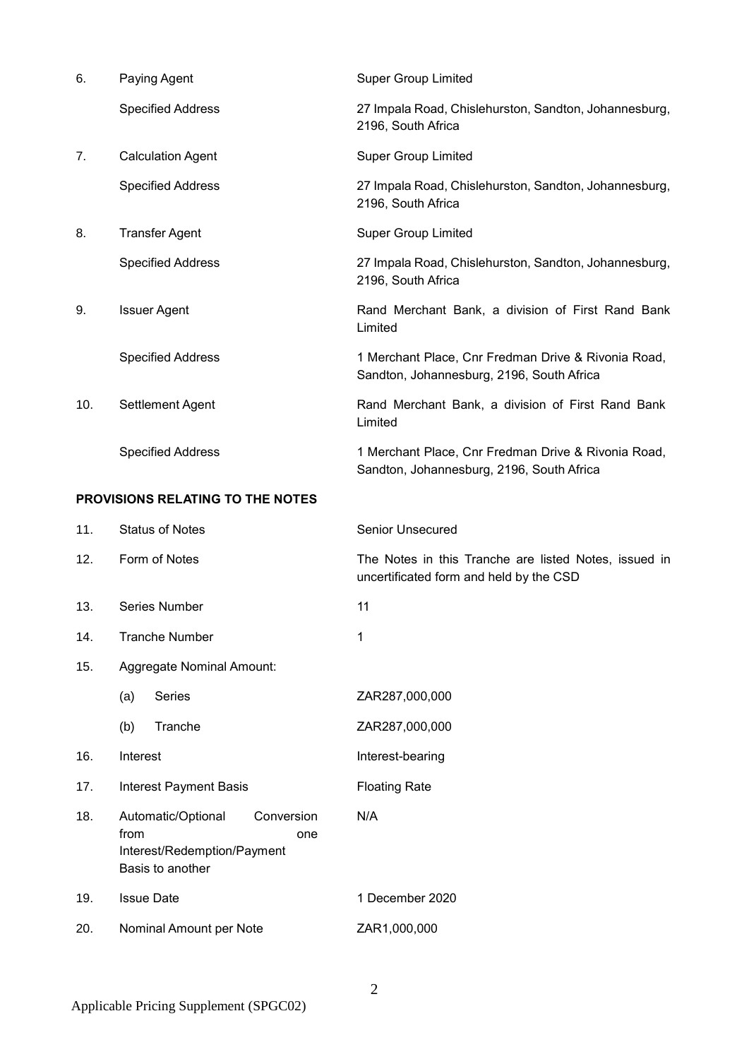| | | |
|---|---|---|
| 6. | Paying Agent | Super Group Limited |
| | Specified Address | 27 Impala Road, Chislehurston, Sandton, Johannesburg, 2196, South Africa |
| 7. | Calculation Agent | Super Group Limited |
| | Specified Address | 27 Impala Road, Chislehurston, Sandton, Johannesburg, 2196, South Africa |
| 8. | Transfer Agent | Super Group Limited |
| | Specified Address | 27 Impala Road, Chislehurston, Sandton, Johannesburg, 2196, South Africa |
| 9. | Issuer Agent | Rand Merchant Bank, a division of First Rand Bank Limited |
| | Specified Address | 1 Merchant Place, Cnr Fredman Drive & Rivonia Road, Sandton, Johannesburg, 2196, South Africa |
| 10. | Settlement Agent | Rand Merchant Bank, a division of First Rand Bank Limited |
| | Specified Address | 1 Merchant Place, Cnr Fredman Drive & Rivonia Road, Sandton, Johannesburg, 2196, South Africa |

**PROVISIONS RELATING TO THE NOTES**

| | | |
|---|---|---|
| 11. | Status of Notes | Senior Unsecured |
| 12. | Form of Notes | The Notes in this Tranche are listed Notes, issued in uncertificated form and held by the CSD |
| 13. | Series Number | 11 |
| 14. | Tranche Number | 1 |
| 15. | Aggregate Nominal Amount: | |
| | (a) Series | ZAR287,000,000 |
| | (b) Tranche | ZAR287,000,000 |
| 16. | Interest | Interest-bearing |
| 17. | Interest Payment Basis | Floating Rate |
| 18. | Automatic/Optional Conversion from one Interest/Redemption/Payment Basis to another | N/A |
| 19. | Issue Date | 1 December 2020 |
| 20. | Nominal Amount per Note | ZAR1,000,000 |

Applicable Pricing Supplement (SPGC02)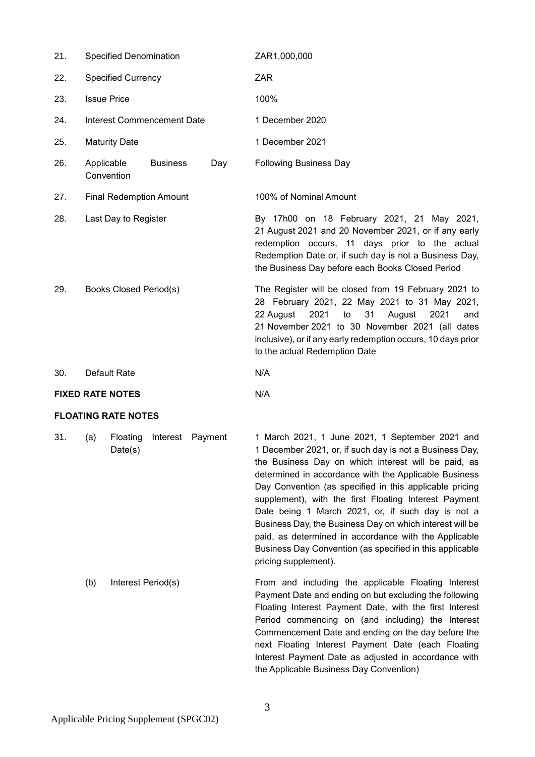| | | |
|---|---|---|
| 21. | Specified Denomination | ZAR1,000,000 |
| 22. | Specified Currency | ZAR |
| 23. | Issue Price | 100% |
| 24. | Interest Commencement Date | 1 December 2020 |
| 25. | Maturity Date | 1 December 2021 |
| 26. | Applicable Business Day Convention | Following Business Day |
| 27. | Final Redemption Amount | 100% of Nominal Amount |
| 28. | Last Day to Register | By 17h00 on 18 February 2021, 21 May 2021, 21 August 2021 and 20 November 2021, or if any early redemption occurs, 11 days prior to the actual Redemption Date or, if such day is not a Business Day, the Business Day before each Books Closed Period |
| 29. | Books Closed Period(s) | The Register will be closed from 19 February 2021 to 28 February 2021, 22 May 2021 to 31 May 2021, 22 August 2021 to 31 August 2021 and 21 November 2021 to 30 November 2021 (all dates inclusive), or if any early redemption occurs, 10 days prior to the actual Redemption Date |
| 30. | Default Rate | N/A |

**FIXED RATE NOTES** N/A

**FLOATING RATE NOTES**

| | | | |
|---|---|---|---|
| 31. | (a) | Floating Interest Payment Date(s) | 1 March 2021, 1 June 2021, 1 September 2021 and 1 December 2021, or, if such day is not a Business Day, the Business Day on which interest will be paid, as determined in accordance with the Applicable Business Day Convention (as specified in this applicable pricing supplement), with the first Floating Interest Payment Date being 1 March 2021, or, if such day is not a Business Day, the Business Day on which interest will be paid, as determined in accordance with the Applicable Business Day Convention (as specified in this applicable pricing supplement). |
| | (b) | Interest Period(s) | From and including the applicable Floating Interest Payment Date and ending on but excluding the following Floating Interest Payment Date, with the first Interest Period commencing on (and including) the Interest Commencement Date and ending on the day before the next Floating Interest Payment Date (each Floating Interest Payment Date as adjusted in accordance with the Applicable Business Day Convention) |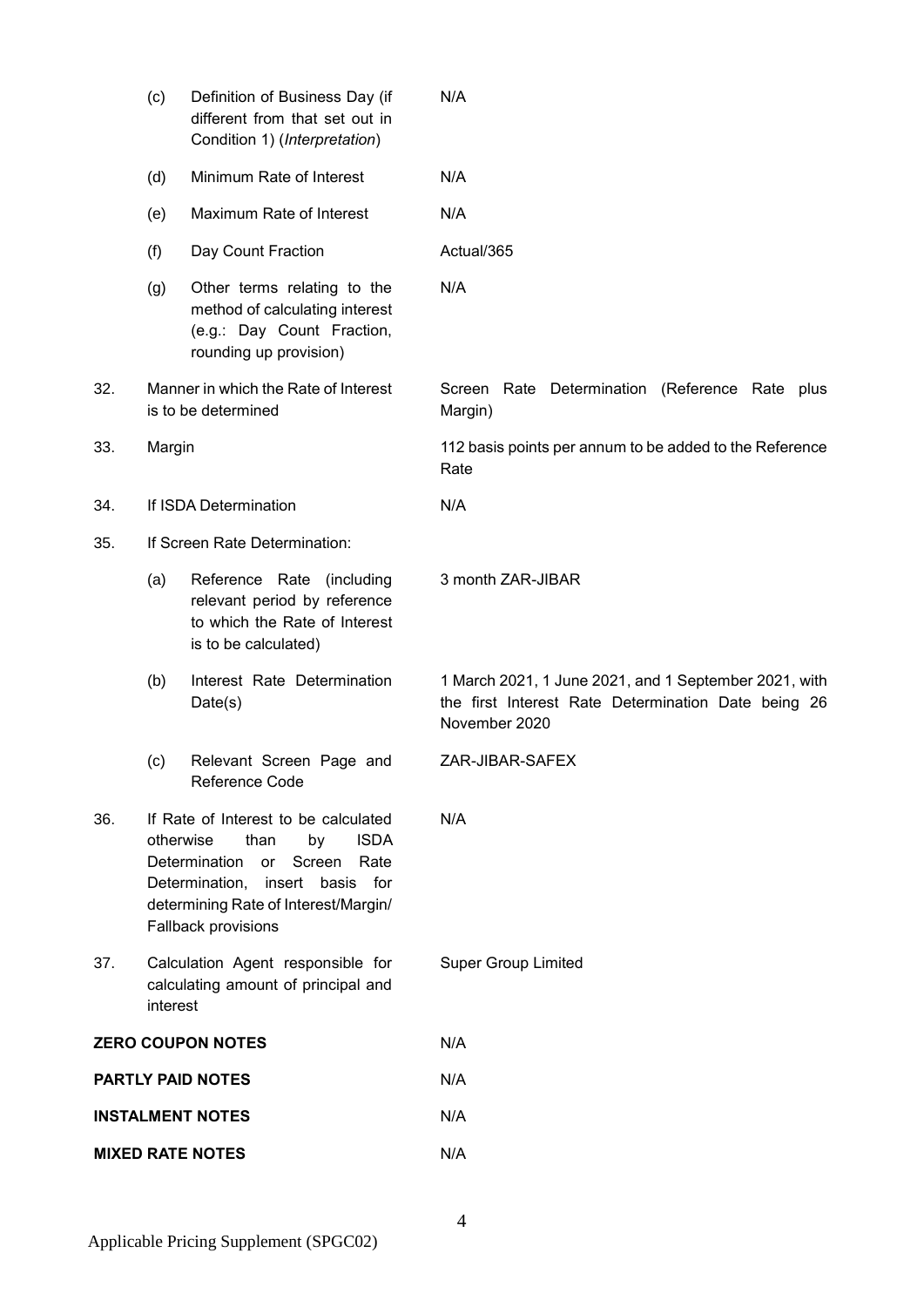| | | | |
|---|---|---|---|
| | (c) | Definition of Business Day (if different from that set out in Condition 1) (*Interpretation*) | N/A |
| | (d) | Minimum Rate of Interest | N/A |
| | (e) | Maximum Rate of Interest | N/A |
| | (f) | Day Count Fraction | Actual/365 |
| | (g) | Other terms relating to the method of calculating interest (e.g.: Day Count Fraction, rounding up provision) | N/A |
| 32. | Manner in which the Rate of Interest is to be determined | | Screen Rate Determination (Reference Rate plus Margin) |
| 33. | Margin | | 112 basis points per annum to be added to the Reference Rate |
| 34. | If ISDA Determination | | N/A |
| 35. | If Screen Rate Determination: | | |
| | (a) | Reference Rate (including relevant period by reference to which the Rate of Interest is to be calculated) | 3 month ZAR-JIBAR |
| | (b) | Interest Rate Determination Date(s) | 1 March 2021, 1 June 2021, and 1 September 2021, with the first Interest Rate Determination Date being 26 November 2020 |
| | (c) | Relevant Screen Page and Reference Code | ZAR-JIBAR-SAFEX |
| 36. | If Rate of Interest to be calculated otherwise than by ISDA Determination or Screen Rate Determination, insert basis for determining Rate of Interest/Margin/ Fallback provisions | | N/A |
| 37. | Calculation Agent responsible for calculating amount of principal and interest | | Super Group Limited |

**ZERO COUPON NOTES** N/A

**PARTLY PAID NOTES** N/A

**INSTALMENT NOTES** N/A

**MIXED RATE NOTES** N/A

Applicable Pricing Supplement (SPGC02)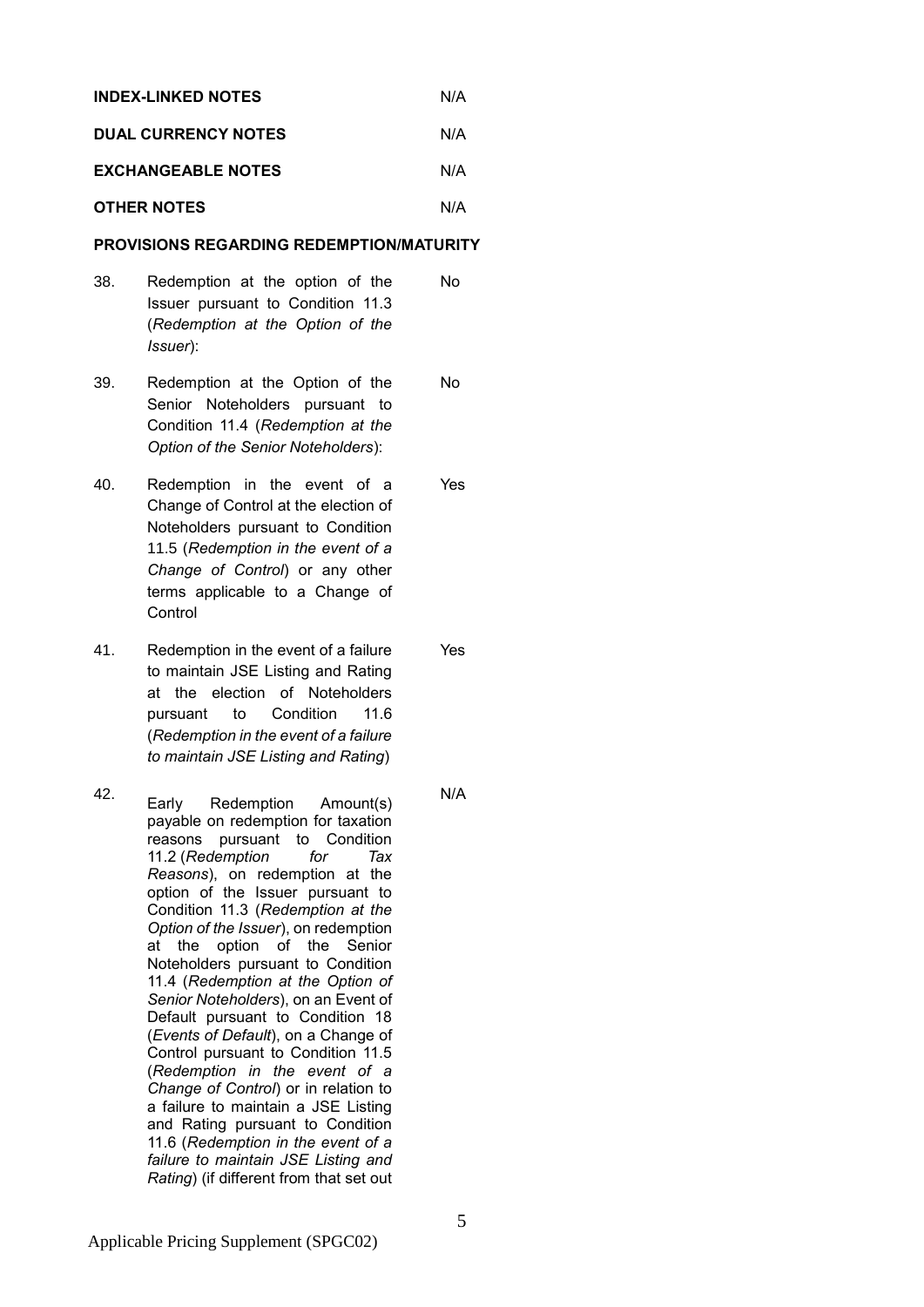| | | |
|---|---|---|
| **INDEX-LINKED NOTES** | | N/A |
| **DUAL CURRENCY NOTES** | | N/A |
| **EXCHANGEABLE NOTES** | | N/A |
| **OTHER NOTES** | | N/A |

**PROVISIONS REGARDING REDEMPTION/MATURITY**

| | | |
|---|---|---|
| 38. | Redemption at the option of the Issuer pursuant to Condition 11.3 (*Redemption at the Option of the Issuer*): | No |
| 39. | Redemption at the Option of the Senior Noteholders pursuant to Condition 11.4 (*Redemption at the Option of the Senior Noteholders*): | No |
| 40. | Redemption in the event of a Change of Control at the election of Noteholders pursuant to Condition 11.5 (*Redemption in the event of a Change of Control*) or any other terms applicable to a Change of Control | Yes |
| 41. | Redemption in the event of a failure to maintain JSE Listing and Rating at the election of Noteholders pursuant to Condition 11.6 (*Redemption in the event of a failure to maintain JSE Listing and Rating*) | Yes |
| 42. | Early Redemption Amount(s) payable on redemption for taxation reasons pursuant to Condition 11.2 (*Redemption for Tax Reasons*), on redemption at the option of the Issuer pursuant to Condition 11.3 (*Redemption at the Option of the Issuer*), on redemption at the option of the Senior Noteholders pursuant to Condition 11.4 (*Redemption at the Option of Senior Noteholders*), on an Event of Default pursuant to Condition 18 (*Events of Default*), on a Change of Control pursuant to Condition 11.5 (*Redemption in the event of a Change of Control*) or in relation to a failure to maintain a JSE Listing and Rating pursuant to Condition 11.6 (*Redemption in the event of a failure to maintain JSE Listing and Rating*) (if different from that set out | N/A |

Applicable Pricing Supplement (SPGC02)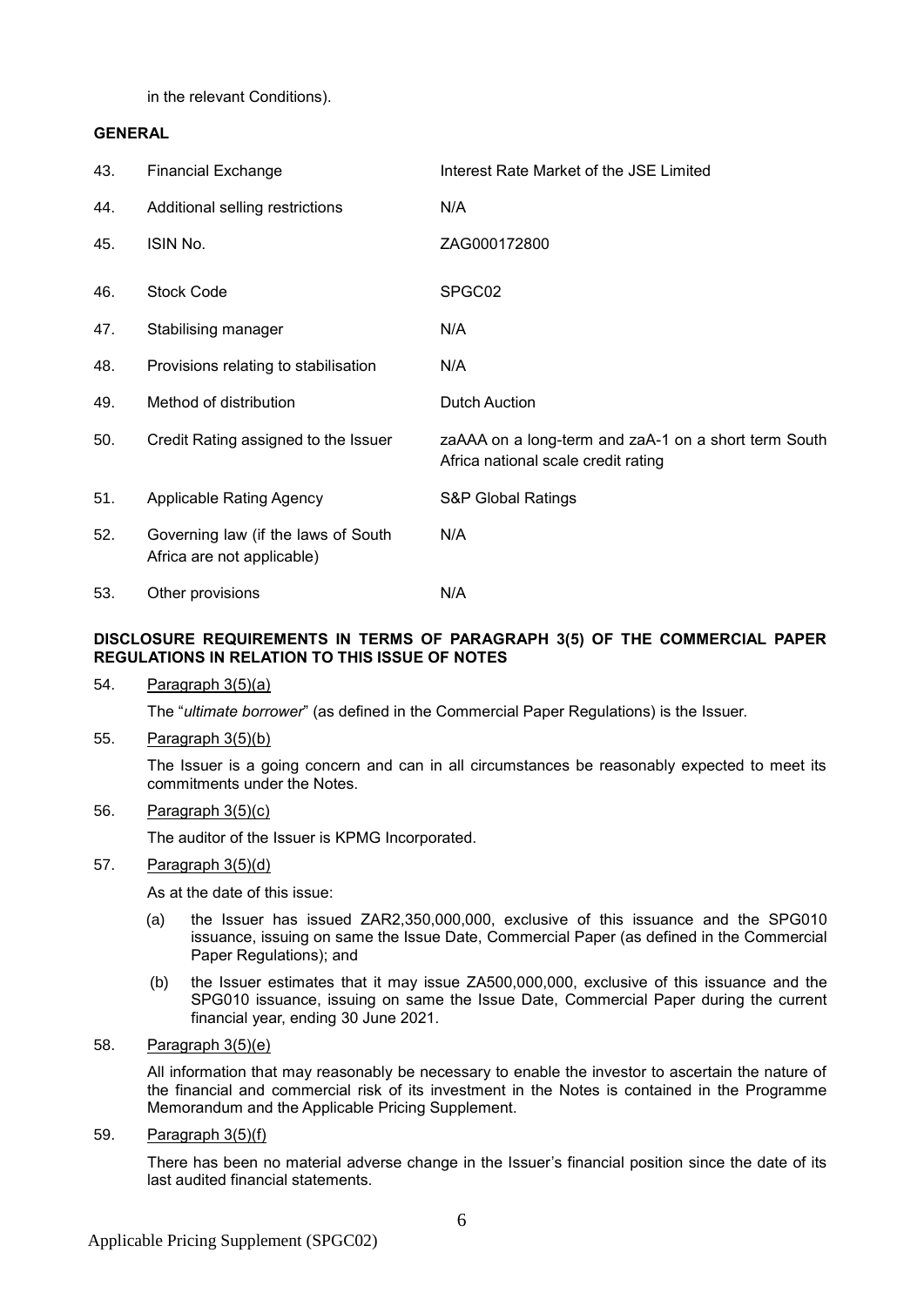in the relevant Conditions).

**GENERAL**

| | | |
|---|---|---|
| 43. | Financial Exchange | Interest Rate Market of the JSE Limited |
| 44. | Additional selling restrictions | N/A |
| 45. | ISIN No. | ZAG000172800 |
| 46. | Stock Code | SPGC02 |
| 47. | Stabilising manager | N/A |
| 48. | Provisions relating to stabilisation | N/A |
| 49. | Method of distribution | Dutch Auction |
| 50. | Credit Rating assigned to the Issuer | zaAAA on a long-term and zaA-1 on a short term South Africa national scale credit rating |
| 51. | Applicable Rating Agency | S&P Global Ratings |
| 52. | Governing law (if the laws of South Africa are not applicable) | N/A |
| 53. | Other provisions | N/A |

**DISCLOSURE REQUIREMENTS IN TERMS OF PARAGRAPH 3(5) OF THE COMMERCIAL PAPER REGULATIONS IN RELATION TO THIS ISSUE OF NOTES**

54. Paragraph 3(5)(a)

    The "*ultimate borrower*" (as defined in the Commercial Paper Regulations) is the Issuer.

55. Paragraph 3(5)(b)

    The Issuer is a going concern and can in all circumstances be reasonably expected to meet its commitments under the Notes.

56. Paragraph 3(5)(c)

    The auditor of the Issuer is KPMG Incorporated.

57. Paragraph 3(5)(d)

    As at the date of this issue:

    (a) the Issuer has issued ZAR2,350,000,000, exclusive of this issuance and the SPG010 issuance, issuing on same the Issue Date, Commercial Paper (as defined in the Commercial Paper Regulations); and

    (b) the Issuer estimates that it may issue ZA500,000,000, exclusive of this issuance and the SPG010 issuance, issuing on same the Issue Date, Commercial Paper during the current financial year, ending 30 June 2021.

58. Paragraph 3(5)(e)

    All information that may reasonably be necessary to enable the investor to ascertain the nature of the financial and commercial risk of its investment in the Notes is contained in the Programme Memorandum and the Applicable Pricing Supplement.

59. Paragraph 3(5)(f)

    There has been no material adverse change in the Issuer's financial position since the date of its last audited financial statements.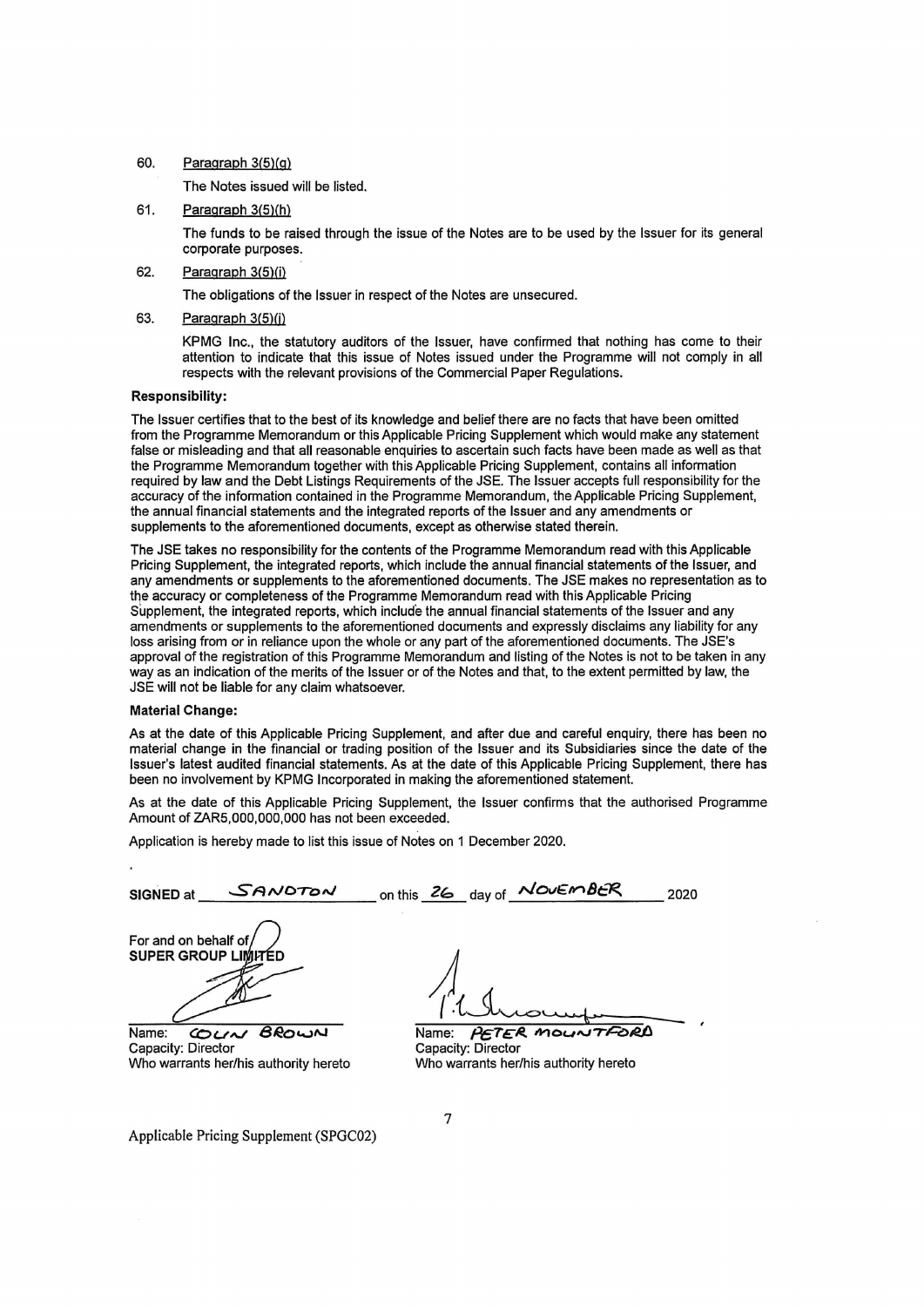60. Paragraph 3(5)(g)

    The Notes issued will be listed.

61. Paragraph 3(5)(h)

    The funds to be raised through the issue of the Notes are to be used by the Issuer for its general corporate purposes.

62. Paragraph 3(5)(i)

    The obligations of the Issuer in respect of the Notes are unsecured.

63. Paragraph 3(5)(j)

    KPMG Inc., the statutory auditors of the Issuer, have confirmed that nothing has come to their attention to indicate that this issue of Notes issued under the Programme will not comply in all respects with the relevant provisions of the Commercial Paper Regulations.

**Responsibility:**

The Issuer certifies that to the best of its knowledge and belief there are no facts that have been omitted from the Programme Memorandum or this Applicable Pricing Supplement which would make any statement false or misleading and that all reasonable enquiries to ascertain such facts have been made as well as that the Programme Memorandum together with this Applicable Pricing Supplement, contains all information required by law and the Debt Listings Requirements of the JSE. The Issuer accepts full responsibility for the accuracy of the information contained in the Programme Memorandum, the Applicable Pricing Supplement, the annual financial statements and the integrated reports of the Issuer and any amendments or supplements to the aforementioned documents, except as otherwise stated therein.

The JSE takes no responsibility for the contents of the Programme Memorandum read with this Applicable Pricing Supplement, the integrated reports, which include the annual financial statements of the Issuer, and any amendments or supplements to the aforementioned documents. The JSE makes no representation as to the accuracy or completeness of the Programme Memorandum read with this Applicable Pricing Supplement, the integrated reports, which include the annual financial statements of the Issuer and any amendments or supplements to the aforementioned documents and expressly disclaims any liability for any loss arising from or in reliance upon the whole or any part of the aforementioned documents. The JSE's approval of the registration of this Programme Memorandum and listing of the Notes is not to be taken in any way as an indication of the merits of the Issuer or of the Notes and that, to the extent permitted by law, the JSE will not be liable for any claim whatsoever.

**Material Change:**

As at the date of this Applicable Pricing Supplement, and after due and careful enquiry, there has been no material change in the financial or trading position of the Issuer and its Subsidiaries since the date of the Issuer's latest audited financial statements. As at the date of this Applicable Pricing Supplement, there has been no involvement by KPMG Incorporated in making the aforementioned statement.

As at the date of this Applicable Pricing Supplement, the Issuer confirms that the authorised Programme Amount of ZAR5,000,000,000 has not been exceeded.

Application is hereby made to list this issue of Notes on 1 December 2020.

**SIGNED** at SANDTON on this 26 day of NOVEMBER 2020

For and on behalf of
**SUPER GROUP LIMITED**

| | |
|---|---|
| Name: COLIN BROWN | Name: PETER MOUNTFORD |
| Capacity: Director | Capacity: Director |
| Who warrants her/his authority hereto | Who warrants her/his authority hereto |

Applicable Pricing Supplement (SPGC02)